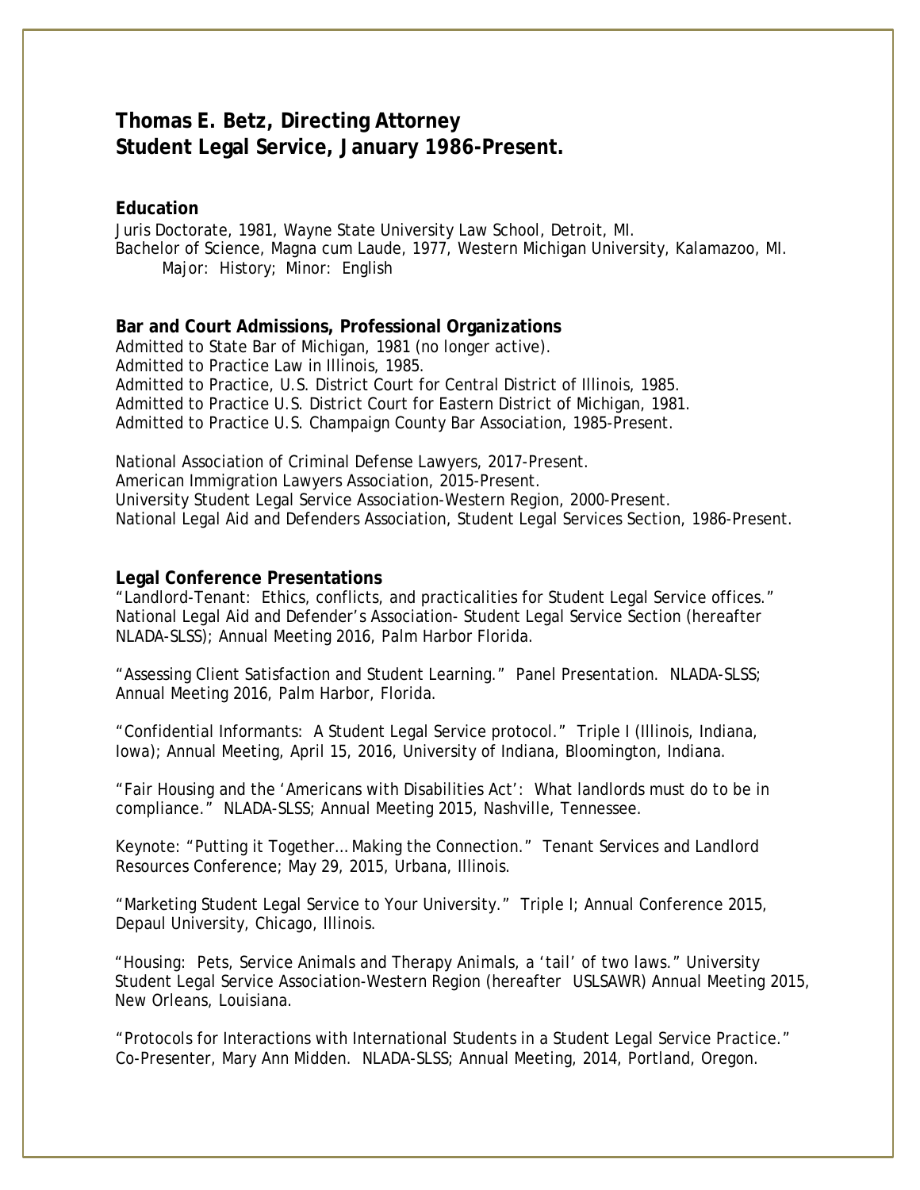# Thomas E. Betz, Directing Attorney
# Student Legal Service, January 1986-Present.

**Education**

Juris Doctorate, 1981, Wayne State University Law School, Detroit, MI.
Bachelor of Science, Magna cum Laude, 1977, Western Michigan University, Kalamazoo, MI.
    Major: History; Minor: English

**Bar and Court Admissions, Professional Organizations**

Admitted to State Bar of Michigan, 1981 (no longer active).
Admitted to Practice Law in Illinois, 1985.
Admitted to Practice, U.S. District Court for Central District of Illinois, 1985.
Admitted to Practice U.S. District Court for Eastern District of Michigan, 1981.
Admitted to Practice U.S. Champaign County Bar Association, 1985-Present.

National Association of Criminal Defense Lawyers, 2017-Present.
American Immigration Lawyers Association, 2015-Present.
University Student Legal Service Association-Western Region, 2000-Present.
National Legal Aid and Defenders Association, Student Legal Services Section, 1986-Present.

**Legal Conference Presentations**

"Landlord-Tenant: Ethics, conflicts, and practicalities for Student Legal Service offices." National Legal Aid and Defender's Association- Student Legal Service Section (hereafter NLADA-SLSS); Annual Meeting 2016, Palm Harbor Florida.

"Assessing Client Satisfaction and Student Learning." Panel Presentation. NLADA-SLSS; Annual Meeting 2016, Palm Harbor, Florida.

"Confidential Informants: A Student Legal Service protocol." Triple I (Illinois, Indiana, Iowa); Annual Meeting, April 15, 2016, University of Indiana, Bloomington, Indiana.

"Fair Housing and the 'Americans with Disabilities Act': What landlords must do to be in compliance." NLADA-SLSS; Annual Meeting 2015, Nashville, Tennessee.

Keynote: "Putting it Together… Making the Connection." Tenant Services and Landlord Resources Conference; May 29, 2015, Urbana, Illinois.

"Marketing Student Legal Service to Your University." Triple I; Annual Conference 2015, Depaul University, Chicago, Illinois.

"Housing: Pets, Service Animals and Therapy Animals, a 'tail' of two laws." University Student Legal Service Association-Western Region (hereafter USLSAWR) Annual Meeting 2015, New Orleans, Louisiana.

"Protocols for Interactions with International Students in a Student Legal Service Practice." Co-Presenter, Mary Ann Midden. NLADA-SLSS; Annual Meeting, 2014, Portland, Oregon.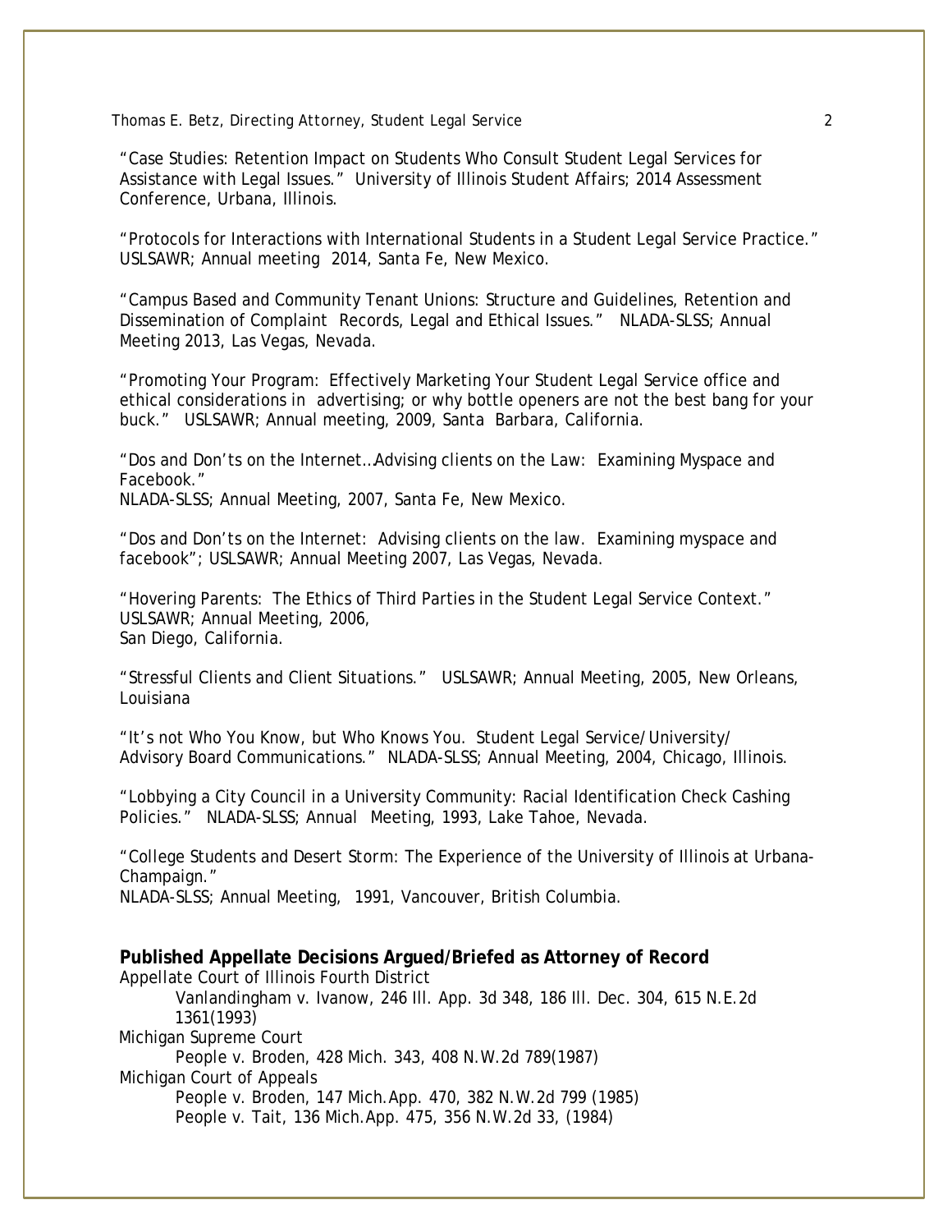"Case Studies: Retention Impact on Students Who Consult Student Legal Services for Assistance with Legal Issues." University of Illinois Student Affairs; 2014 Assessment Conference, Urbana, Illinois.

"Protocols for Interactions with International Students in a Student Legal Service Practice." USLSAWR; Annual meeting 2014, Santa Fe, New Mexico.

"Campus Based and Community Tenant Unions: Structure and Guidelines, Retention and Dissemination of Complaint Records, Legal and Ethical Issues." NLADA-SLSS; Annual Meeting 2013, Las Vegas, Nevada.

"Promoting Your Program: Effectively Marketing Your Student Legal Service office and ethical considerations in advertising; or why bottle openers are not the best bang for your buck." USLSAWR; Annual meeting, 2009, Santa Barbara, California.

"Dos and Don'ts on the Internet…Advising clients on the Law: Examining Myspace and Facebook."
NLADA-SLSS; Annual Meeting, 2007, Santa Fe, New Mexico.

"Dos and Don'ts on the Internet: Advising clients on the law. Examining myspace and facebook"; USLSAWR; Annual Meeting 2007, Las Vegas, Nevada.

"Hovering Parents: The Ethics of Third Parties in the Student Legal Service Context." USLSAWR; Annual Meeting, 2006,
San Diego, California.

"Stressful Clients and Client Situations." USLSAWR; Annual Meeting, 2005, New Orleans, Louisiana

"It's not Who You Know, but Who Knows You. Student Legal Service/University/ Advisory Board Communications." NLADA-SLSS; Annual Meeting, 2004, Chicago, Illinois.

"Lobbying a City Council in a University Community: Racial Identification Check Cashing Policies." NLADA-SLSS; Annual Meeting, 1993, Lake Tahoe, Nevada.

"College Students and Desert Storm: The Experience of the University of Illinois at Urbana-Champaign."
NLADA-SLSS; Annual Meeting, 1991, Vancouver, British Columbia.

**Published Appellate Decisions Argued/Briefed as Attorney of Record**

Appellate Court of Illinois Fourth District
- Vanlandingham v. Ivanow, 246 Ill. App. 3d 348, 186 Ill. Dec. 304, 615 N.E.2d 1361(1993)

Michigan Supreme Court
- People v. Broden, 428 Mich. 343, 408 N.W.2d 789(1987)

Michigan Court of Appeals
- People v. Broden, 147 Mich.App. 470, 382 N.W.2d 799 (1985)
- People v. Tait, 136 Mich.App. 475, 356 N.W.2d 33, (1984)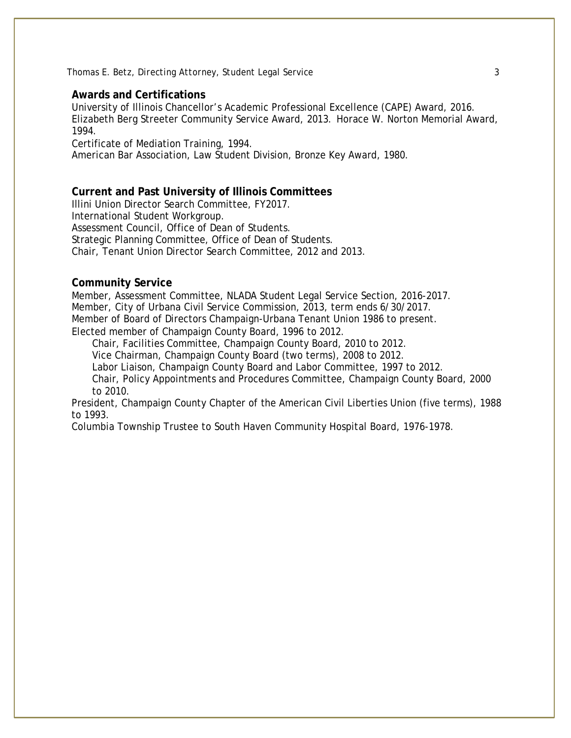## Awards and Certifications

University of Illinois Chancellor's Academic Professional Excellence (CAPE) Award, 2016.
Elizabeth Berg Streeter Community Service Award, 2013. Horace W. Norton Memorial Award, 1994.
Certificate of Mediation Training, 1994.
American Bar Association, Law Student Division, Bronze Key Award, 1980.

## Current and Past University of Illinois Committees

Illini Union Director Search Committee, FY2017.
International Student Workgroup.
Assessment Council, Office of Dean of Students.
Strategic Planning Committee, Office of Dean of Students.
Chair, Tenant Union Director Search Committee, 2012 and 2013.

## Community Service

Member, Assessment Committee, NLADA Student Legal Service Section, 2016-2017.
Member, City of Urbana Civil Service Commission, 2013, term ends 6/30/2017.
Member of Board of Directors Champaign-Urbana Tenant Union 1986 to present.
Elected member of Champaign County Board, 1996 to 2012.

- Chair, Facilities Committee, Champaign County Board, 2010 to 2012.
- Vice Chairman, Champaign County Board (two terms), 2008 to 2012.
- Labor Liaison, Champaign County Board and Labor Committee, 1997 to 2012.
- Chair, Policy Appointments and Procedures Committee, Champaign County Board, 2000 to 2010.

President, Champaign County Chapter of the American Civil Liberties Union (five terms), 1988 to 1993.
Columbia Township Trustee to South Haven Community Hospital Board, 1976-1978.